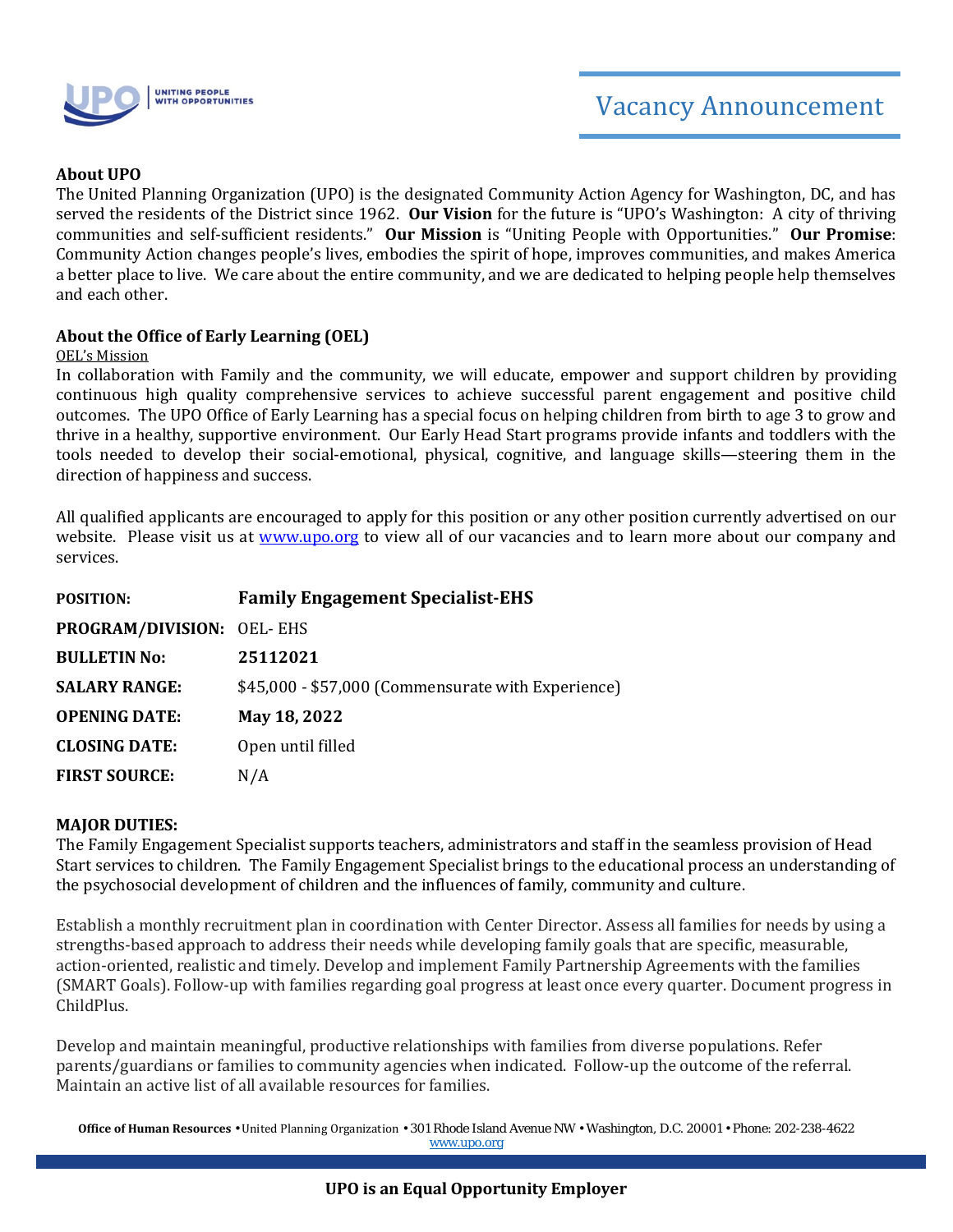# Vacancy Announcement

**About UPO**

The United Planning Organization (UPO) is the designated Community Action Agency for Washington, DC, and has served the residents of the District since 1962. **Our Vision** for the future is "UPO's Washington: A city of thriving communities and self-sufficient residents." **Our Mission** is "Uniting People with Opportunities." **Our Promise**: Community Action changes people's lives, embodies the spirit of hope, improves communities, and makes America a better place to live. We care about the entire community, and we are dedicated to helping people help themselves and each other.

**About the Office of Early Learning (OEL)**

OEL's Mission

In collaboration with Family and the community, we will educate, empower and support children by providing continuous high quality comprehensive services to achieve successful parent engagement and positive child outcomes. The UPO Office of Early Learning has a special focus on helping children from birth to age 3 to grow and thrive in a healthy, supportive environment. Our Early Head Start programs provide infants and toddlers with the tools needed to develop their social-emotional, physical, cognitive, and language skills—steering them in the direction of happiness and success.

All qualified applicants are encouraged to apply for this position or any other position currently advertised on our website. Please visit us at www.upo.org to view all of our vacancies and to learn more about our company and services.

| | |
|---|---|
| **POSITION:** | **Family Engagement Specialist-EHS** |
| **PROGRAM/DIVISION:** | OEL- EHS |
| **BULLETIN No:** | **25112021** |
| **SALARY RANGE:** | $45,000 - $57,000 (Commensurate with Experience) |
| **OPENING DATE:** | **May 18, 2022** |
| **CLOSING DATE:** | Open until filled |
| **FIRST SOURCE:** | N/A |

**MAJOR DUTIES:**

The Family Engagement Specialist supports teachers, administrators and staff in the seamless provision of Head Start services to children. The Family Engagement Specialist brings to the educational process an understanding of the psychosocial development of children and the influences of family, community and culture.

Establish a monthly recruitment plan in coordination with Center Director. Assess all families for needs by using a strengths-based approach to address their needs while developing family goals that are specific, measurable, action-oriented, realistic and timely. Develop and implement Family Partnership Agreements with the families (SMART Goals). Follow-up with families regarding goal progress at least once every quarter. Document progress in ChildPlus.

Develop and maintain meaningful, productive relationships with families from diverse populations. Refer parents/guardians or families to community agencies when indicated. Follow-up the outcome of the referral. Maintain an active list of all available resources for families.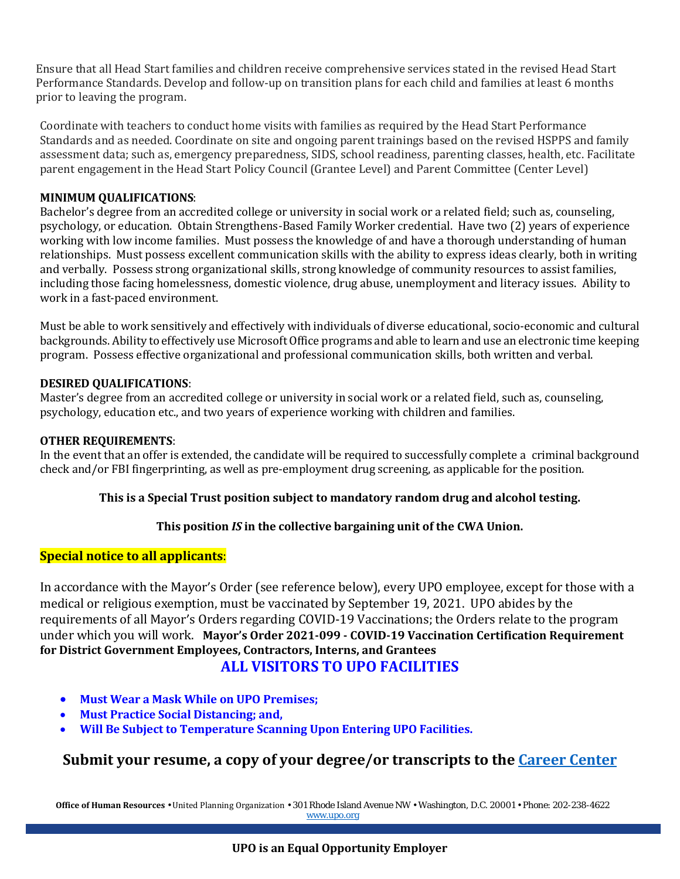Ensure that all Head Start families and children receive comprehensive services stated in the revised Head Start Performance Standards. Develop and follow-up on transition plans for each child and families at least 6 months prior to leaving the program.

Coordinate with teachers to conduct home visits with families as required by the Head Start Performance Standards and as needed. Coordinate on site and ongoing parent trainings based on the revised HSPPS and family assessment data; such as, emergency preparedness, SIDS, school readiness, parenting classes, health, etc. Facilitate parent engagement in the Head Start Policy Council (Grantee Level) and Parent Committee (Center Level)

**MINIMUM QUALIFICATIONS**:
Bachelor's degree from an accredited college or university in social work or a related field; such as, counseling, psychology, or education. Obtain Strengthens-Based Family Worker credential. Have two (2) years of experience working with low income families. Must possess the knowledge of and have a thorough understanding of human relationships. Must possess excellent communication skills with the ability to express ideas clearly, both in writing and verbally. Possess strong organizational skills, strong knowledge of community resources to assist families, including those facing homelessness, domestic violence, drug abuse, unemployment and literacy issues. Ability to work in a fast-paced environment.

Must be able to work sensitively and effectively with individuals of diverse educational, socio-economic and cultural backgrounds. Ability to effectively use Microsoft Office programs and able to learn and use an electronic time keeping program. Possess effective organizational and professional communication skills, both written and verbal.

**DESIRED QUALIFICATIONS**:
Master's degree from an accredited college or university in social work or a related field, such as, counseling, psychology, education etc., and two years of experience working with children and families.

**OTHER REQUIREMENTS**:
In the event that an offer is extended, the candidate will be required to successfully complete a criminal background check and/or FBI fingerprinting, as well as pre-employment drug screening, as applicable for the position.

**This is a Special Trust position subject to mandatory random drug and alcohol testing.**

**This position *IS* in the collective bargaining unit of the CWA Union.**

**Special notice to all applicants**:

In accordance with the Mayor's Order (see reference below), every UPO employee, except for those with a medical or religious exemption, must be vaccinated by September 19, 2021. UPO abides by the requirements of all Mayor's Orders regarding COVID-19 Vaccinations; the Orders relate to the program under which you will work. **Mayor's Order 2021-099 - COVID-19 Vaccination Certification Requirement for District Government Employees, Contractors, Interns, and Grantees**

## ALL VISITORS TO UPO FACILITIES

- **Must Wear a Mask While on UPO Premises;**
- **Must Practice Social Distancing; and,**
- **Will Be Subject to Temperature Scanning Upon Entering UPO Facilities.**

## Submit your resume, a copy of your degree/or transcripts to the Career Center

**Office of Human Resources** • United Planning Organization • 301 Rhode Island Avenue NW • Washington, D.C. 20001 • Phone: 202-238-4622
www.upo.org

**UPO is an Equal Opportunity Employer**